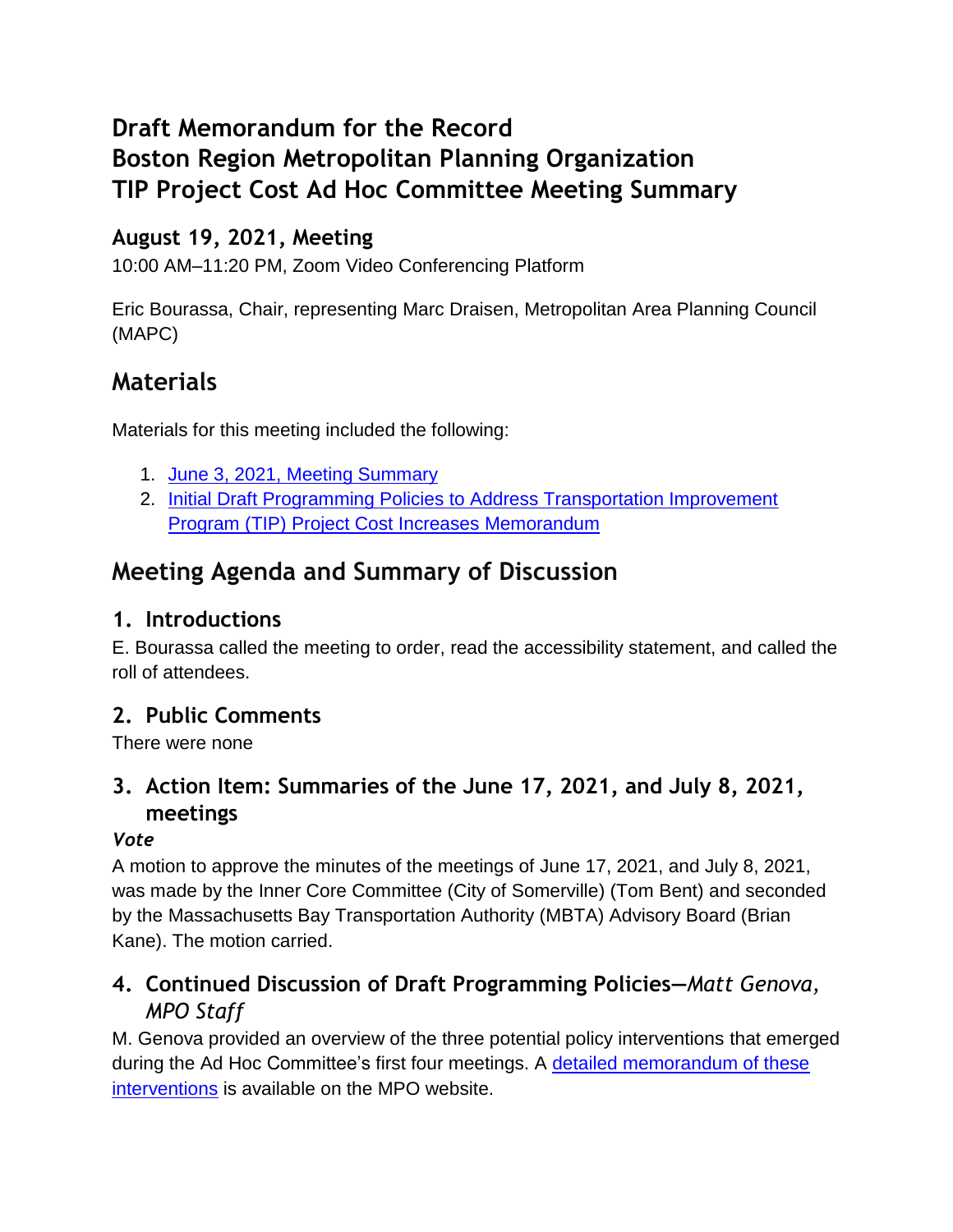# Draft Memorandum for the Record
# Boston Region Metropolitan Planning Organization
# TIP Project Cost Ad Hoc Committee Meeting Summary

### August 19, 2021, Meeting

10:00 AM–11:20 PM, Zoom Video Conferencing Platform

Eric Bourassa, Chair, representing Marc Draisen, Metropolitan Area Planning Council (MAPC)

## Materials

Materials for this meeting included the following:

1. June 3, 2021, Meeting Summary
2. Initial Draft Programming Policies to Address Transportation Improvement Program (TIP) Project Cost Increases Memorandum

## Meeting Agenda and Summary of Discussion

### 1. Introductions

E. Bourassa called the meeting to order, read the accessibility statement, and called the roll of attendees.

### 2. Public Comments

There were none

### 3. Action Item: Summaries of the June 17, 2021, and July 8, 2021, meetings

***Vote***

A motion to approve the minutes of the meetings of June 17, 2021, and July 8, 2021, was made by the Inner Core Committee (City of Somerville) (Tom Bent) and seconded by the Massachusetts Bay Transportation Authority (MBTA) Advisory Board (Brian Kane). The motion carried.

### 4. Continued Discussion of Draft Programming Policies—*Matt Genova, MPO Staff*

M. Genova provided an overview of the three potential policy interventions that emerged during the Ad Hoc Committee's first four meetings. A detailed memorandum of these interventions is available on the MPO website.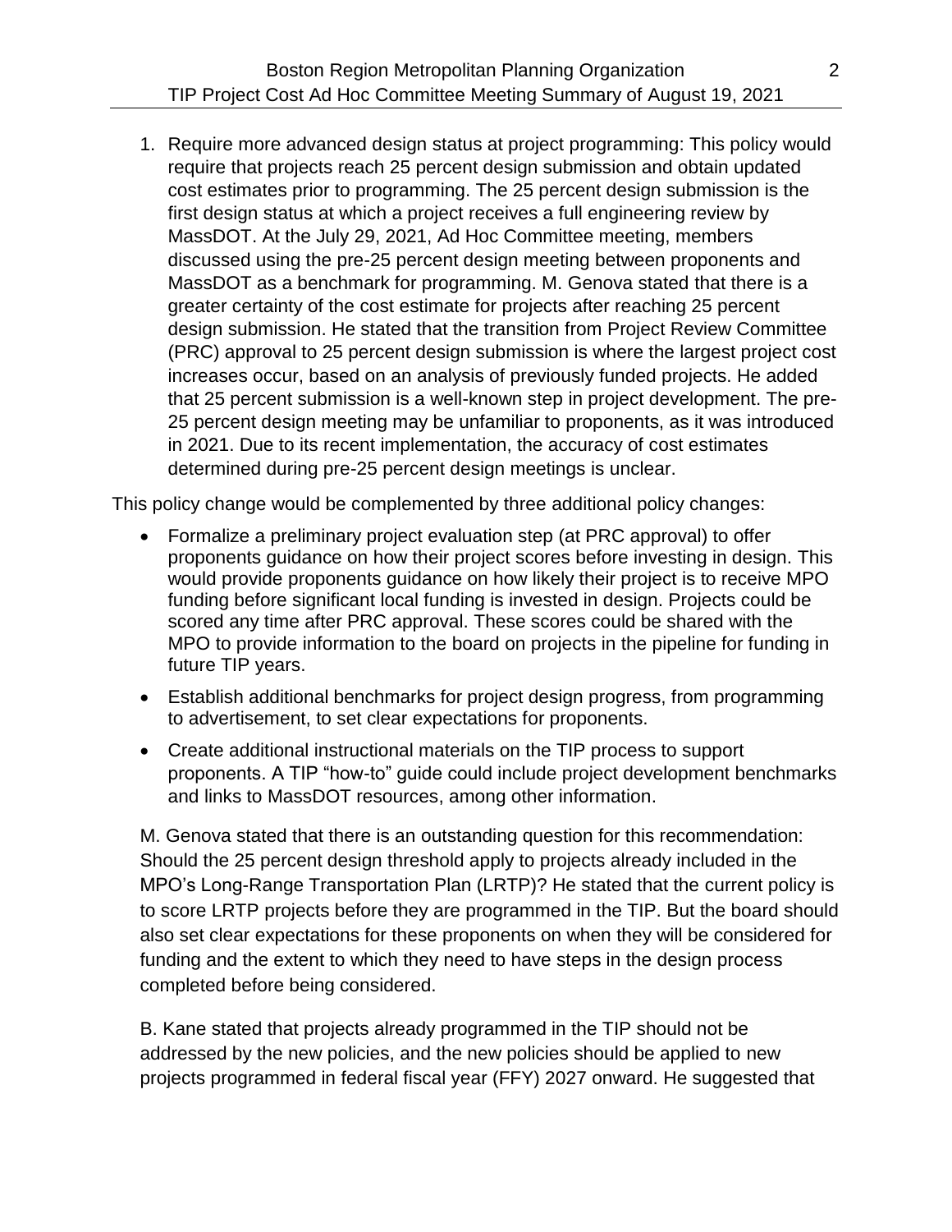1. Require more advanced design status at project programming: This policy would require that projects reach 25 percent design submission and obtain updated cost estimates prior to programming. The 25 percent design submission is the first design status at which a project receives a full engineering review by MassDOT. At the July 29, 2021, Ad Hoc Committee meeting, members discussed using the pre-25 percent design meeting between proponents and MassDOT as a benchmark for programming. M. Genova stated that there is a greater certainty of the cost estimate for projects after reaching 25 percent design submission. He stated that the transition from Project Review Committee (PRC) approval to 25 percent design submission is where the largest project cost increases occur, based on an analysis of previously funded projects. He added that 25 percent submission is a well-known step in project development. The pre-25 percent design meeting may be unfamiliar to proponents, as it was introduced in 2021. Due to its recent implementation, the accuracy of cost estimates determined during pre-25 percent design meetings is unclear.

This policy change would be complemented by three additional policy changes:

- Formalize a preliminary project evaluation step (at PRC approval) to offer proponents guidance on how their project scores before investing in design. This would provide proponents guidance on how likely their project is to receive MPO funding before significant local funding is invested in design. Projects could be scored any time after PRC approval. These scores could be shared with the MPO to provide information to the board on projects in the pipeline for funding in future TIP years.
- Establish additional benchmarks for project design progress, from programming to advertisement, to set clear expectations for proponents.
- Create additional instructional materials on the TIP process to support proponents. A TIP "how-to" guide could include project development benchmarks and links to MassDOT resources, among other information.

M. Genova stated that there is an outstanding question for this recommendation: Should the 25 percent design threshold apply to projects already included in the MPO's Long-Range Transportation Plan (LRTP)? He stated that the current policy is to score LRTP projects before they are programmed in the TIP. But the board should also set clear expectations for these proponents on when they will be considered for funding and the extent to which they need to have steps in the design process completed before being considered.

B. Kane stated that projects already programmed in the TIP should not be addressed by the new policies, and the new policies should be applied to new projects programmed in federal fiscal year (FFY) 2027 onward. He suggested that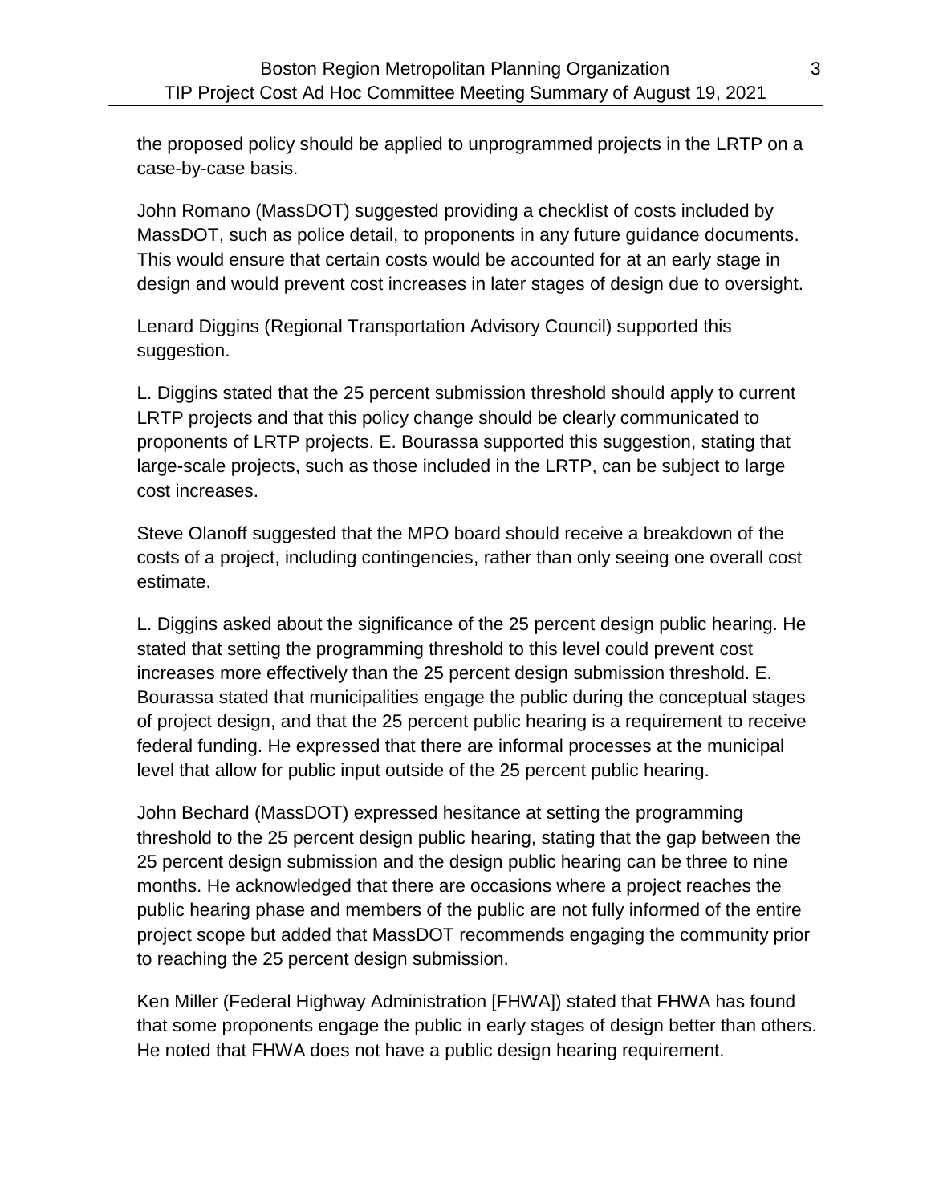the proposed policy should be applied to unprogrammed projects in the LRTP on a case-by-case basis.

John Romano (MassDOT) suggested providing a checklist of costs included by MassDOT, such as police detail, to proponents in any future guidance documents. This would ensure that certain costs would be accounted for at an early stage in design and would prevent cost increases in later stages of design due to oversight.

Lenard Diggins (Regional Transportation Advisory Council) supported this suggestion.

L. Diggins stated that the 25 percent submission threshold should apply to current LRTP projects and that this policy change should be clearly communicated to proponents of LRTP projects. E. Bourassa supported this suggestion, stating that large-scale projects, such as those included in the LRTP, can be subject to large cost increases.

Steve Olanoff suggested that the MPO board should receive a breakdown of the costs of a project, including contingencies, rather than only seeing one overall cost estimate.

L. Diggins asked about the significance of the 25 percent design public hearing. He stated that setting the programming threshold to this level could prevent cost increases more effectively than the 25 percent design submission threshold. E. Bourassa stated that municipalities engage the public during the conceptual stages of project design, and that the 25 percent public hearing is a requirement to receive federal funding. He expressed that there are informal processes at the municipal level that allow for public input outside of the 25 percent public hearing.

John Bechard (MassDOT) expressed hesitance at setting the programming threshold to the 25 percent design public hearing, stating that the gap between the 25 percent design submission and the design public hearing can be three to nine months. He acknowledged that there are occasions where a project reaches the public hearing phase and members of the public are not fully informed of the entire project scope but added that MassDOT recommends engaging the community prior to reaching the 25 percent design submission.

Ken Miller (Federal Highway Administration [FHWA]) stated that FHWA has found that some proponents engage the public in early stages of design better than others. He noted that FHWA does not have a public design hearing requirement.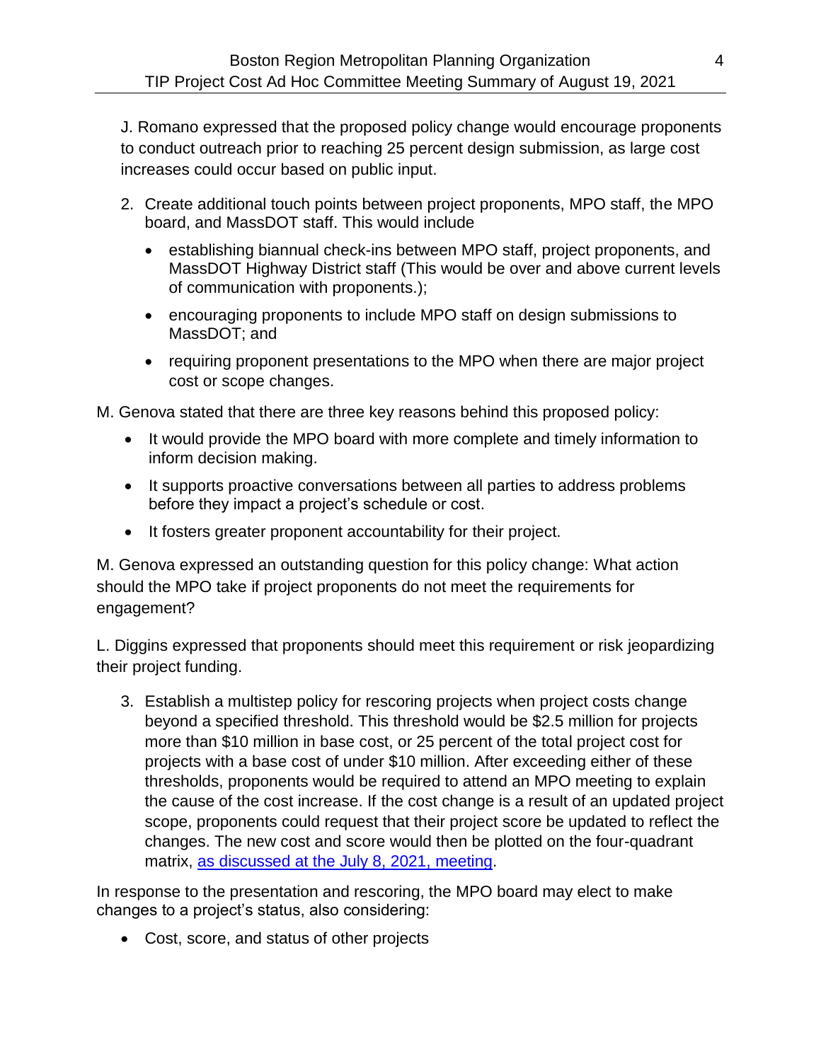J. Romano expressed that the proposed policy change would encourage proponents to conduct outreach prior to reaching 25 percent design submission, as large cost increases could occur based on public input.

2. Create additional touch points between project proponents, MPO staff, the MPO board, and MassDOT staff. This would include
   - establishing biannual check-ins between MPO staff, project proponents, and MassDOT Highway District staff (This would be over and above current levels of communication with proponents.);
   - encouraging proponents to include MPO staff on design submissions to MassDOT; and
   - requiring proponent presentations to the MPO when there are major project cost or scope changes.

M. Genova stated that there are three key reasons behind this proposed policy:

- It would provide the MPO board with more complete and timely information to inform decision making.
- It supports proactive conversations between all parties to address problems before they impact a project's schedule or cost.
- It fosters greater proponent accountability for their project.

M. Genova expressed an outstanding question for this policy change: What action should the MPO take if project proponents do not meet the requirements for engagement?

L. Diggins expressed that proponents should meet this requirement or risk jeopardizing their project funding.

3. Establish a multistep policy for rescoring projects when project costs change beyond a specified threshold. This threshold would be $2.5 million for projects more than $10 million in base cost, or 25 percent of the total project cost for projects with a base cost of under $10 million. After exceeding either of these thresholds, proponents would be required to attend an MPO meeting to explain the cause of the cost increase. If the cost change is a result of an updated project scope, proponents could request that their project score be updated to reflect the changes. The new cost and score would then be plotted on the four-quadrant matrix, as discussed at the July 8, 2021, meeting.

In response to the presentation and rescoring, the MPO board may elect to make changes to a project's status, also considering:

- Cost, score, and status of other projects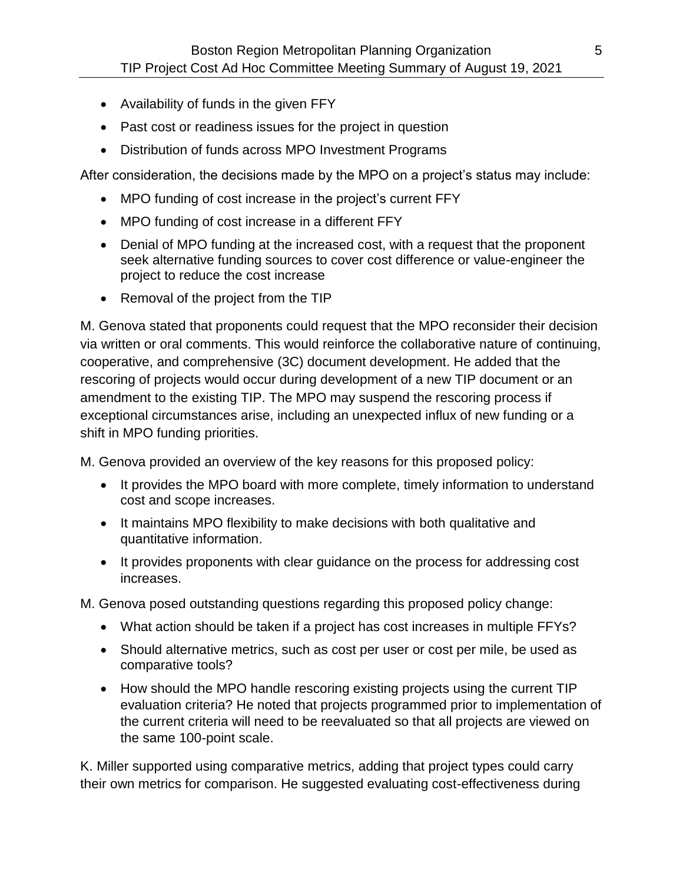- Availability of funds in the given FFY
- Past cost or readiness issues for the project in question
- Distribution of funds across MPO Investment Programs

After consideration, the decisions made by the MPO on a project's status may include:

- MPO funding of cost increase in the project's current FFY
- MPO funding of cost increase in a different FFY
- Denial of MPO funding at the increased cost, with a request that the proponent seek alternative funding sources to cover cost difference or value-engineer the project to reduce the cost increase
- Removal of the project from the TIP

M. Genova stated that proponents could request that the MPO reconsider their decision via written or oral comments. This would reinforce the collaborative nature of continuing, cooperative, and comprehensive (3C) document development. He added that the rescoring of projects would occur during development of a new TIP document or an amendment to the existing TIP. The MPO may suspend the rescoring process if exceptional circumstances arise, including an unexpected influx of new funding or a shift in MPO funding priorities.

M. Genova provided an overview of the key reasons for this proposed policy:

- It provides the MPO board with more complete, timely information to understand cost and scope increases.
- It maintains MPO flexibility to make decisions with both qualitative and quantitative information.
- It provides proponents with clear guidance on the process for addressing cost increases.

M. Genova posed outstanding questions regarding this proposed policy change:

- What action should be taken if a project has cost increases in multiple FFYs?
- Should alternative metrics, such as cost per user or cost per mile, be used as comparative tools?
- How should the MPO handle rescoring existing projects using the current TIP evaluation criteria? He noted that projects programmed prior to implementation of the current criteria will need to be reevaluated so that all projects are viewed on the same 100-point scale.

K. Miller supported using comparative metrics, adding that project types could carry their own metrics for comparison. He suggested evaluating cost-effectiveness during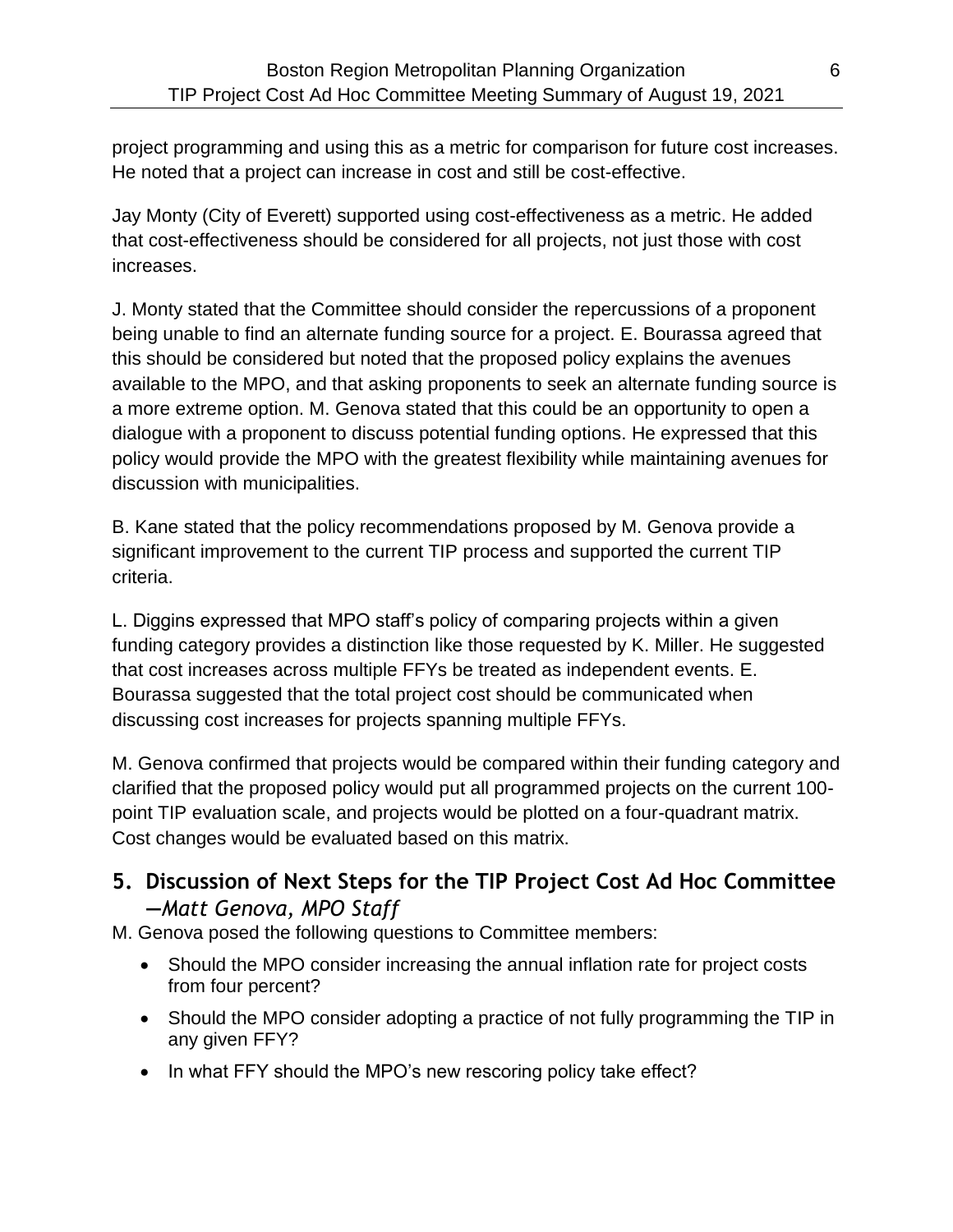project programming and using this as a metric for comparison for future cost increases. He noted that a project can increase in cost and still be cost-effective.

Jay Monty (City of Everett) supported using cost-effectiveness as a metric. He added that cost-effectiveness should be considered for all projects, not just those with cost increases.

J. Monty stated that the Committee should consider the repercussions of a proponent being unable to find an alternate funding source for a project. E. Bourassa agreed that this should be considered but noted that the proposed policy explains the avenues available to the MPO, and that asking proponents to seek an alternate funding source is a more extreme option. M. Genova stated that this could be an opportunity to open a dialogue with a proponent to discuss potential funding options. He expressed that this policy would provide the MPO with the greatest flexibility while maintaining avenues for discussion with municipalities.

B. Kane stated that the policy recommendations proposed by M. Genova provide a significant improvement to the current TIP process and supported the current TIP criteria.

L. Diggins expressed that MPO staff's policy of comparing projects within a given funding category provides a distinction like those requested by K. Miller. He suggested that cost increases across multiple FFYs be treated as independent events. E. Bourassa suggested that the total project cost should be communicated when discussing cost increases for projects spanning multiple FFYs.

M. Genova confirmed that projects would be compared within their funding category and clarified that the proposed policy would put all programmed projects on the current 100-point TIP evaluation scale, and projects would be plotted on a four-quadrant matrix. Cost changes would be evaluated based on this matrix.

## 5. Discussion of Next Steps for the TIP Project Cost Ad Hoc Committee —*Matt Genova, MPO Staff*

M. Genova posed the following questions to Committee members:

- Should the MPO consider increasing the annual inflation rate for project costs from four percent?
- Should the MPO consider adopting a practice of not fully programming the TIP in any given FFY?
- In what FFY should the MPO's new rescoring policy take effect?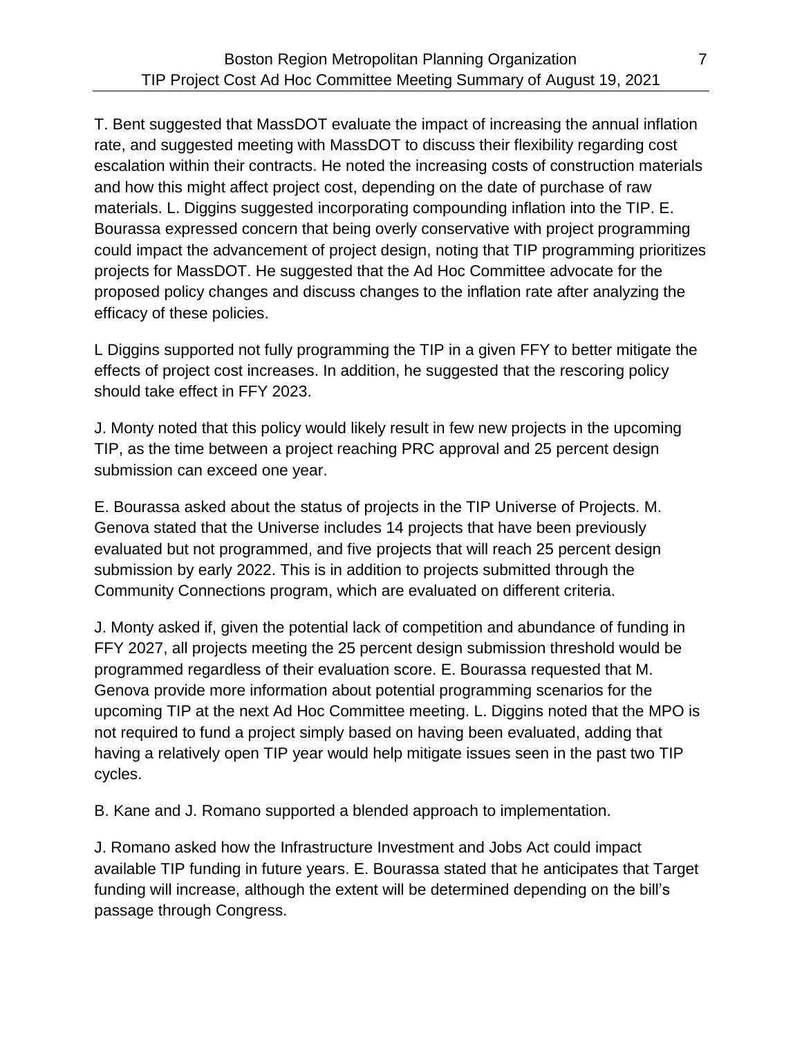T. Bent suggested that MassDOT evaluate the impact of increasing the annual inflation rate, and suggested meeting with MassDOT to discuss their flexibility regarding cost escalation within their contracts. He noted the increasing costs of construction materials and how this might affect project cost, depending on the date of purchase of raw materials. L. Diggins suggested incorporating compounding inflation into the TIP. E. Bourassa expressed concern that being overly conservative with project programming could impact the advancement of project design, noting that TIP programming prioritizes projects for MassDOT. He suggested that the Ad Hoc Committee advocate for the proposed policy changes and discuss changes to the inflation rate after analyzing the efficacy of these policies.

L Diggins supported not fully programming the TIP in a given FFY to better mitigate the effects of project cost increases. In addition, he suggested that the rescoring policy should take effect in FFY 2023.

J. Monty noted that this policy would likely result in few new projects in the upcoming TIP, as the time between a project reaching PRC approval and 25 percent design submission can exceed one year.

E. Bourassa asked about the status of projects in the TIP Universe of Projects. M. Genova stated that the Universe includes 14 projects that have been previously evaluated but not programmed, and five projects that will reach 25 percent design submission by early 2022. This is in addition to projects submitted through the Community Connections program, which are evaluated on different criteria.

J. Monty asked if, given the potential lack of competition and abundance of funding in FFY 2027, all projects meeting the 25 percent design submission threshold would be programmed regardless of their evaluation score. E. Bourassa requested that M. Genova provide more information about potential programming scenarios for the upcoming TIP at the next Ad Hoc Committee meeting. L. Diggins noted that the MPO is not required to fund a project simply based on having been evaluated, adding that having a relatively open TIP year would help mitigate issues seen in the past two TIP cycles.

B. Kane and J. Romano supported a blended approach to implementation.

J. Romano asked how the Infrastructure Investment and Jobs Act could impact available TIP funding in future years. E. Bourassa stated that he anticipates that Target funding will increase, although the extent will be determined depending on the bill's passage through Congress.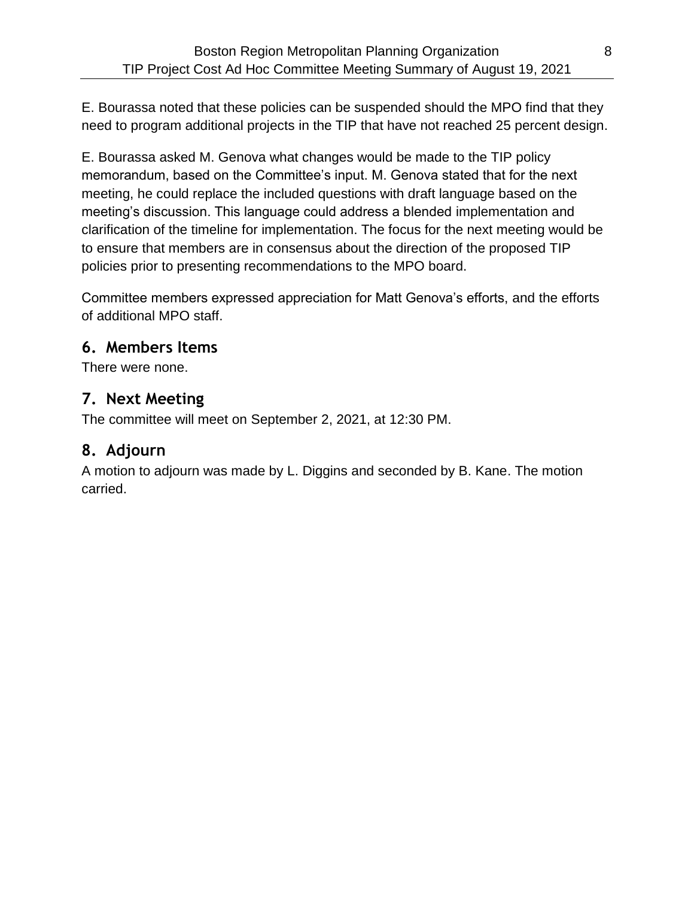E. Bourassa noted that these policies can be suspended should the MPO find that they need to program additional projects in the TIP that have not reached 25 percent design.

E. Bourassa asked M. Genova what changes would be made to the TIP policy memorandum, based on the Committee's input. M. Genova stated that for the next meeting, he could replace the included questions with draft language based on the meeting's discussion. This language could address a blended implementation and clarification of the timeline for implementation. The focus for the next meeting would be to ensure that members are in consensus about the direction of the proposed TIP policies prior to presenting recommendations to the MPO board.

Committee members expressed appreciation for Matt Genova's efforts, and the efforts of additional MPO staff.

## 6. Members Items

There were none.

## 7. Next Meeting

The committee will meet on September 2, 2021, at 12:30 PM.

## 8. Adjourn

A motion to adjourn was made by L. Diggins and seconded by B. Kane. The motion carried.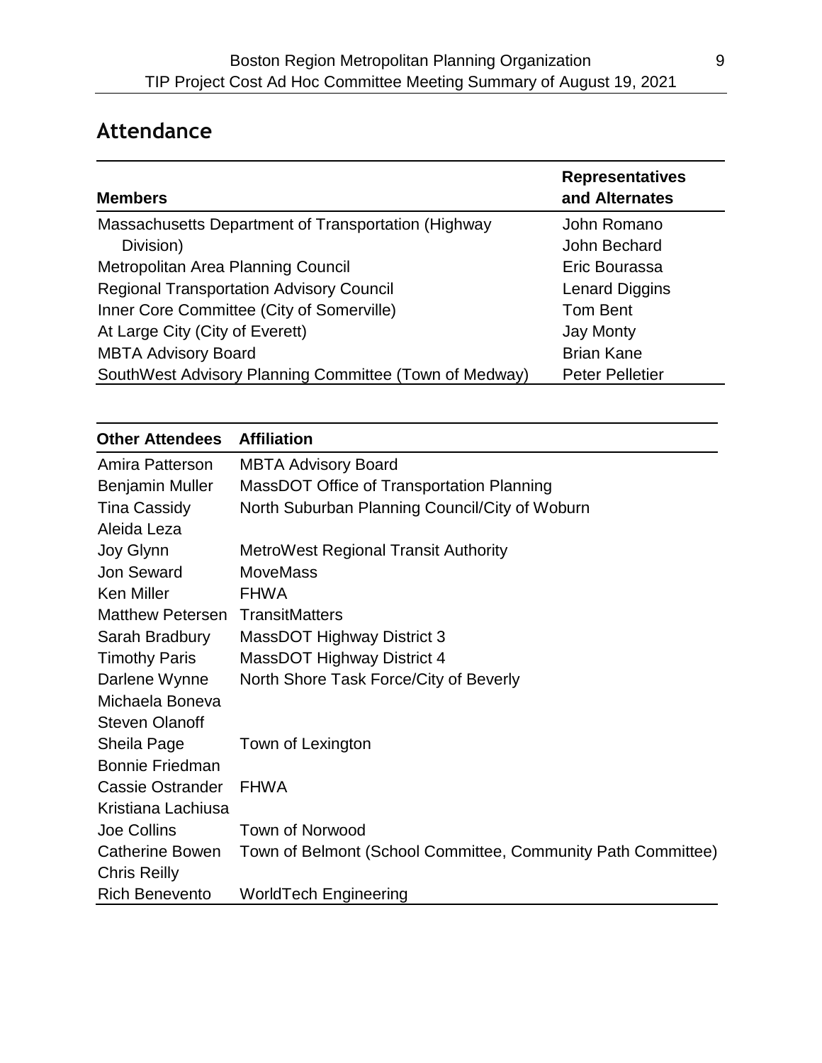## Attendance

| Members | Representatives and Alternates |
|---|---|
| Massachusetts Department of Transportation (Highway Division) | John Romano |
| | John Bechard |
| Metropolitan Area Planning Council | Eric Bourassa |
| Regional Transportation Advisory Council | Lenard Diggins |
| Inner Core Committee (City of Somerville) | Tom Bent |
| At Large City (City of Everett) | Jay Monty |
| MBTA Advisory Board | Brian Kane |
| SouthWest Advisory Planning Committee (Town of Medway) | Peter Pelletier |

| Other Attendees | Affiliation |
|---|---|
| Amira Patterson | MBTA Advisory Board |
| Benjamin Muller | MassDOT Office of Transportation Planning |
| Tina Cassidy | North Suburban Planning Council/City of Woburn |
| Aleida Leza | |
| Joy Glynn | MetroWest Regional Transit Authority |
| Jon Seward | MoveMass |
| Ken Miller | FHWA |
| Matthew Petersen | TransitMatters |
| Sarah Bradbury | MassDOT Highway District 3 |
| Timothy Paris | MassDOT Highway District 4 |
| Darlene Wynne | North Shore Task Force/City of Beverly |
| Michaela Boneva | |
| Steven Olanoff | |
| Sheila Page | Town of Lexington |
| Bonnie Friedman | |
| Cassie Ostrander | FHWA |
| Kristiana Lachiusa | |
| Joe Collins | Town of Norwood |
| Catherine Bowen | Town of Belmont (School Committee, Community Path Committee) |
| Chris Reilly | |
| Rich Benevento | WorldTech Engineering |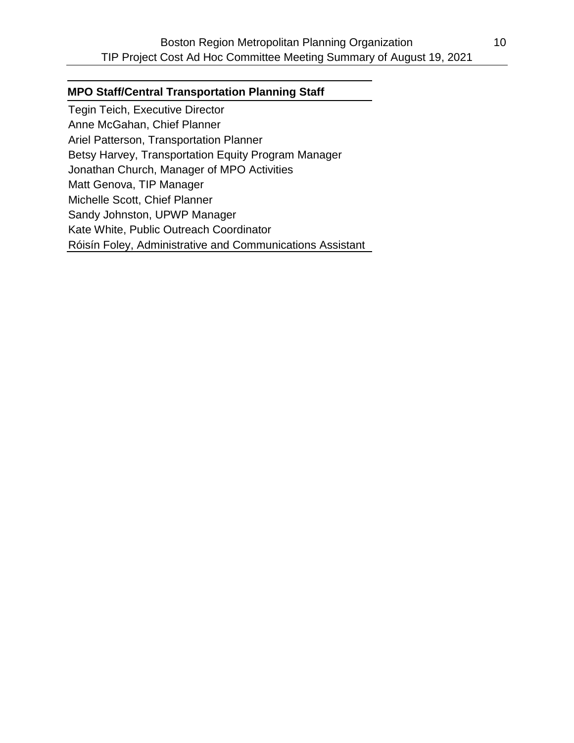| MPO Staff/Central Transportation Planning Staff |
| --- |
| Tegin Teich, Executive Director |
| Anne McGahan, Chief Planner |
| Ariel Patterson, Transportation Planner |
| Betsy Harvey, Transportation Equity Program Manager |
| Jonathan Church, Manager of MPO Activities |
| Matt Genova, TIP Manager |
| Michelle Scott, Chief Planner |
| Sandy Johnston, UPWP Manager |
| Kate White, Public Outreach Coordinator |
| Róisín Foley, Administrative and Communications Assistant |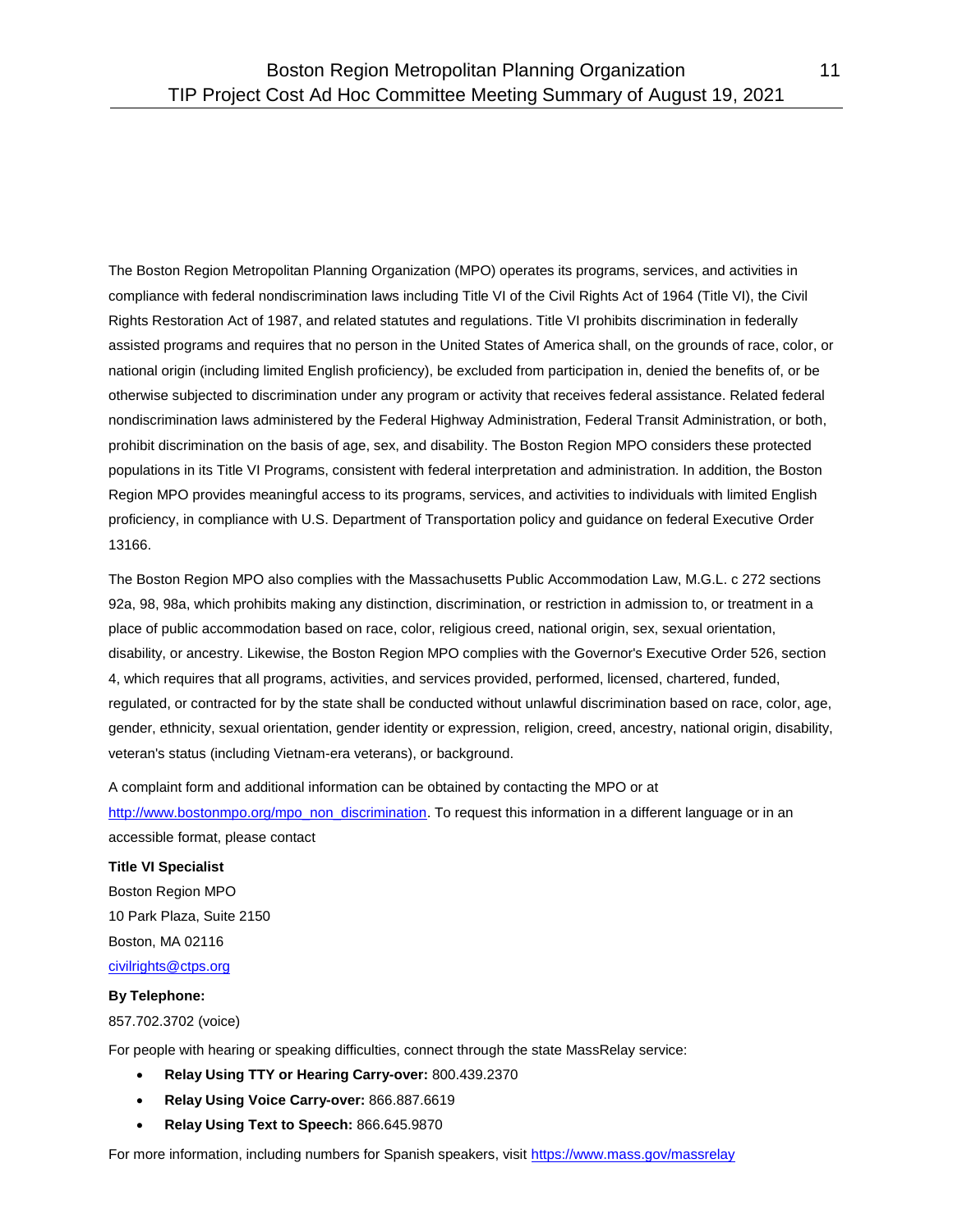The Boston Region Metropolitan Planning Organization (MPO) operates its programs, services, and activities in compliance with federal nondiscrimination laws including Title VI of the Civil Rights Act of 1964 (Title VI), the Civil Rights Restoration Act of 1987, and related statutes and regulations. Title VI prohibits discrimination in federally assisted programs and requires that no person in the United States of America shall, on the grounds of race, color, or national origin (including limited English proficiency), be excluded from participation in, denied the benefits of, or be otherwise subjected to discrimination under any program or activity that receives federal assistance. Related federal nondiscrimination laws administered by the Federal Highway Administration, Federal Transit Administration, or both, prohibit discrimination on the basis of age, sex, and disability. The Boston Region MPO considers these protected populations in its Title VI Programs, consistent with federal interpretation and administration. In addition, the Boston Region MPO provides meaningful access to its programs, services, and activities to individuals with limited English proficiency, in compliance with U.S. Department of Transportation policy and guidance on federal Executive Order 13166.

The Boston Region MPO also complies with the Massachusetts Public Accommodation Law, M.G.L. c 272 sections 92a, 98, 98a, which prohibits making any distinction, discrimination, or restriction in admission to, or treatment in a place of public accommodation based on race, color, religious creed, national origin, sex, sexual orientation, disability, or ancestry. Likewise, the Boston Region MPO complies with the Governor's Executive Order 526, section 4, which requires that all programs, activities, and services provided, performed, licensed, chartered, funded, regulated, or contracted for by the state shall be conducted without unlawful discrimination based on race, color, age, gender, ethnicity, sexual orientation, gender identity or expression, religion, creed, ancestry, national origin, disability, veteran's status (including Vietnam-era veterans), or background.

A complaint form and additional information can be obtained by contacting the MPO or at http://www.bostonmpo.org/mpo_non_discrimination. To request this information in a different language or in an accessible format, please contact

**Title VI Specialist**
Boston Region MPO
10 Park Plaza, Suite 2150
Boston, MA 02116
civilrights@ctps.org

**By Telephone:**
857.702.3702 (voice)

For people with hearing or speaking difficulties, connect through the state MassRelay service:

- **Relay Using TTY or Hearing Carry-over:** 800.439.2370
- **Relay Using Voice Carry-over:** 866.887.6619
- **Relay Using Text to Speech:** 866.645.9870

For more information, including numbers for Spanish speakers, visit https://www.mass.gov/massrelay